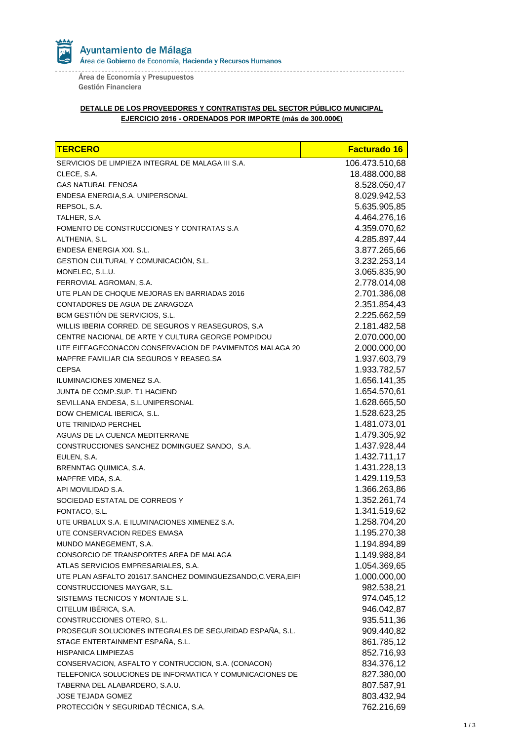Ayuntamiento de Málaga

Área de Gobierno de Economía, Hacienda y Recursos Humanos

Área de Economía y Presupuestos
Gestión Financiera

**DETALLE DE LOS PROVEEDORES Y CONTRATISTAS DEL SECTOR PÚBLICO MUNICIPAL**
**EJERCICIO 2016 - ORDENADOS POR IMPORTE (más de 300.000€)**

| TERCERO | Facturado 16 |
|---|---:|
| SERVICIOS DE LIMPIEZA INTEGRAL DE MALAGA III S.A. | 106.473.510,68 |
| CLECE, S.A. | 18.488.000,88 |
| GAS NATURAL FENOSA | 8.528.050,47 |
| ENDESA ENERGIA,S.A. UNIPERSONAL | 8.029.942,53 |
| REPSOL, S.A. | 5.635.905,85 |
| TALHER, S.A. | 4.464.276,16 |
| FOMENTO DE CONSTRUCCIONES Y CONTRATAS S.A | 4.359.070,62 |
| ALTHENIA, S.L. | 4.285.897,44 |
| ENDESA ENERGIA XXI. S.L. | 3.877.265,66 |
| GESTION CULTURAL Y COMUNICACIÓN, S.L. | 3.232.253,14 |
| MONELEC, S.L.U. | 3.065.835,90 |
| FERROVIAL AGROMAN, S.A. | 2.778.014,08 |
| UTE PLAN DE CHOQUE MEJORAS EN BARRIADAS 2016 | 2.701.386,08 |
| CONTADORES DE AGUA DE ZARAGOZA | 2.351.854,43 |
| BCM GESTIÓN DE SERVICIOS, S.L. | 2.225.662,59 |
| WILLIS IBERIA CORRED. DE SEGUROS Y REASEGUROS, S.A | 2.181.482,58 |
| CENTRE NACIONAL DE ARTE Y CULTURA GEORGE POMPIDOU | 2.070.000,00 |
| UTE EIFFAGECONACON CONSERVACION DE PAVIMENTOS MALAGA 20 | 2.000.000,00 |
| MAPFRE FAMILIAR CIA SEGUROS Y REASEG.SA | 1.937.603,79 |
| CEPSA | 1.933.782,57 |
| ILUMINACIONES XIMENEZ S.A. | 1.656.141,35 |
| JUNTA DE COMP.SUP. T1 HACIEND | 1.654.570,61 |
| SEVILLANA ENDESA, S.L.UNIPERSONAL | 1.628.665,50 |
| DOW CHEMICAL IBERICA, S.L. | 1.528.623,25 |
| UTE TRINIDAD PERCHEL | 1.481.073,01 |
| AGUAS DE LA CUENCA MEDITERRANE | 1.479.305,92 |
| CONSTRUCCIONES SANCHEZ DOMINGUEZ SANDO, S.A. | 1.437.928,44 |
| EULEN, S.A. | 1.432.711,17 |
| BRENNTAG QUIMICA, S.A. | 1.431.228,13 |
| MAPFRE VIDA, S.A. | 1.429.119,53 |
| API MOVILIDAD S.A. | 1.366.263,86 |
| SOCIEDAD ESTATAL DE CORREOS Y | 1.352.261,74 |
| FONTACO, S.L. | 1.341.519,62 |
| UTE URBALUX S.A. E ILUMINACIONES XIMENEZ S.A. | 1.258.704,20 |
| UTE CONSERVACION REDES EMASA | 1.195.270,38 |
| MUNDO MANEGEMENT, S.A. | 1.194.894,89 |
| CONSORCIO DE TRANSPORTES AREA DE MALAGA | 1.149.988,84 |
| ATLAS SERVICIOS EMPRESARIALES, S.A. | 1.054.369,65 |
| UTE PLAN ASFALTO 201617.SANCHEZ DOMINGUEZSANDO,C.VERA,EIFI | 1.000.000,00 |
| CONSTRUCCIONES MAYGAR, S.L. | 982.538,21 |
| SISTEMAS TECNICOS Y MONTAJE S.L. | 974.045,12 |
| CITELUM IBÉRICA, S.A. | 946.042,87 |
| CONSTRUCCIONES OTERO, S.L. | 935.511,36 |
| PROSEGUR SOLUCIONES INTEGRALES DE SEGURIDAD ESPAÑA, S.L. | 909.440,82 |
| STAGE ENTERTAINMENT ESPAÑA, S.L. | 861.785,12 |
| HISPANICA LIMPIEZAS | 852.716,93 |
| CONSERVACION, ASFALTO Y CONTRUCCION, S.A. (CONACON) | 834.376,12 |
| TELEFONICA SOLUCIONES DE INFORMATICA Y COMUNICACIONES DE | 827.380,00 |
| TABERNA DEL ALABARDERO, S.A.U. | 807.587,91 |
| JOSE TEJADA GOMEZ | 803.432,94 |
| PROTECCIÓN Y SEGURIDAD TÉCNICA, S.A. | 762.216,69 |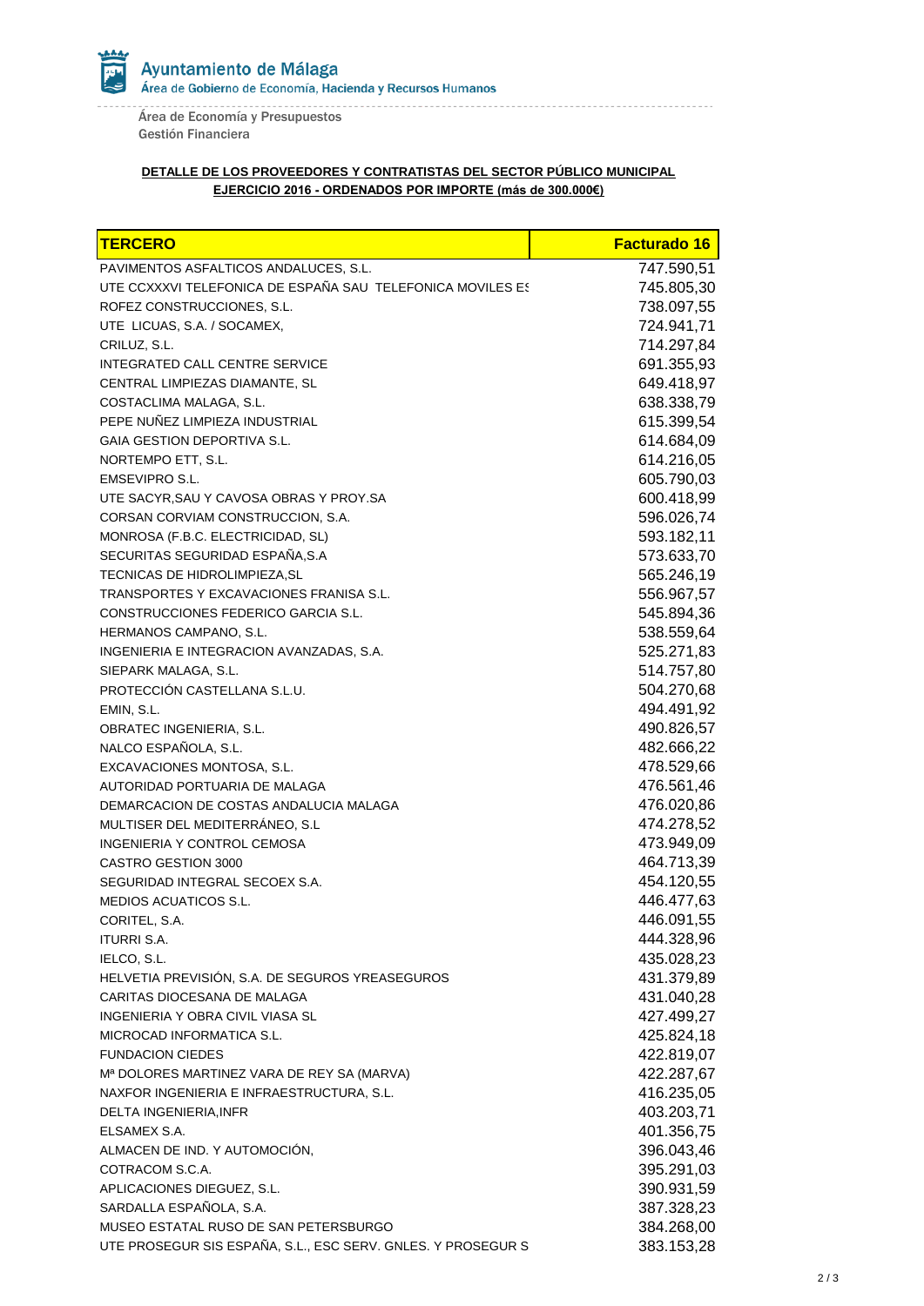Ayuntamiento de Málaga

Área de Gobierno de Economía, Hacienda y Recursos Humanos

Área de Economía y Presupuestos

Gestión Financiera

**DETALLE DE LOS PROVEEDORES Y CONTRATISTAS DEL SECTOR PÚBLICO MUNICIPAL**

**EJERCICIO 2016 - ORDENADOS POR IMPORTE (más de 300.000€)**

| TERCERO | Facturado 16 |
|---|---|
| PAVIMENTOS ASFALTICOS ANDALUCES, S.L. | 747.590,51 |
| UTE CCXXXVI TELEFONICA DE ESPAÑA SAU TELEFONICA MOVILES ES | 745.805,30 |
| ROFEZ CONSTRUCCIONES, S.L. | 738.097,55 |
| UTE LICUAS, S.A. / SOCAMEX, | 724.941,71 |
| CRILUZ, S.L. | 714.297,84 |
| INTEGRATED CALL CENTRE SERVICE | 691.355,93 |
| CENTRAL LIMPIEZAS DIAMANTE, SL | 649.418,97 |
| COSTACLIMA MALAGA, S.L. | 638.338,79 |
| PEPE NUÑEZ LIMPIEZA INDUSTRIAL | 615.399,54 |
| GAIA GESTION DEPORTIVA S.L. | 614.684,09 |
| NORTEMPO ETT, S.L. | 614.216,05 |
| EMSEVIPRO S.L. | 605.790,03 |
| UTE SACYR,SAU Y CAVOSA OBRAS Y PROY.SA | 600.418,99 |
| CORSAN CORVIAM CONSTRUCCION, S.A. | 596.026,74 |
| MONROSA (F.B.C. ELECTRICIDAD, SL) | 593.182,11 |
| SECURITAS SEGURIDAD ESPAÑA,S.A | 573.633,70 |
| TECNICAS DE HIDROLIMPIEZA,SL | 565.246,19 |
| TRANSPORTES Y EXCAVACIONES FRANISA S.L. | 556.967,57 |
| CONSTRUCCIONES FEDERICO GARCIA S.L. | 545.894,36 |
| HERMANOS CAMPANO, S.L. | 538.559,64 |
| INGENIERIA E INTEGRACION AVANZADAS, S.A. | 525.271,83 |
| SIEPARK MALAGA, S.L. | 514.757,80 |
| PROTECCIÓN CASTELLANA S.L.U. | 504.270,68 |
| EMIN, S.L. | 494.491,92 |
| OBRATEC INGENIERIA, S.L. | 490.826,57 |
| NALCO ESPAÑOLA, S.L. | 482.666,22 |
| EXCAVACIONES MONTOSA, S.L. | 478.529,66 |
| AUTORIDAD PORTUARIA DE MALAGA | 476.561,46 |
| DEMARCACION DE COSTAS ANDALUCIA MALAGA | 476.020,86 |
| MULTISER DEL MEDITERRÁNEO, S.L | 474.278,52 |
| INGENIERIA Y CONTROL CEMOSA | 473.949,09 |
| CASTRO GESTION 3000 | 464.713,39 |
| SEGURIDAD INTEGRAL SECOEX S.A. | 454.120,55 |
| MEDIOS ACUATICOS S.L. | 446.477,63 |
| CORITEL, S.A. | 446.091,55 |
| ITURRI S.A. | 444.328,96 |
| IELCO, S.L. | 435.028,23 |
| HELVETIA PREVISIÓN, S.A. DE SEGUROS YREASEGUROS | 431.379,89 |
| CARITAS DIOCESANA DE MALAGA | 431.040,28 |
| INGENIERIA Y OBRA CIVIL VIASA SL | 427.499,27 |
| MICROCAD INFORMATICA S.L. | 425.824,18 |
| FUNDACION CIEDES | 422.819,07 |
| Mª DOLORES MARTINEZ VARA DE REY SA (MARVA) | 422.287,67 |
| NAXFOR INGENIERIA E INFRAESTRUCTURA, S.L. | 416.235,05 |
| DELTA INGENIERIA,INFR | 403.203,71 |
| ELSAMEX S.A. | 401.356,75 |
| ALMACEN DE IND. Y AUTOMOCIÓN, | 396.043,46 |
| COTRACOM S.C.A. | 395.291,03 |
| APLICACIONES DIEGUEZ, S.L. | 390.931,59 |
| SARDALLA ESPAÑOLA, S.A. | 387.328,23 |
| MUSEO ESTATAL RUSO DE SAN PETERSBURGO | 384.268,00 |
| UTE PROSEGUR SIS ESPAÑA, S.L., ESC SERV. GNLES. Y PROSEGUR S | 383.153,28 |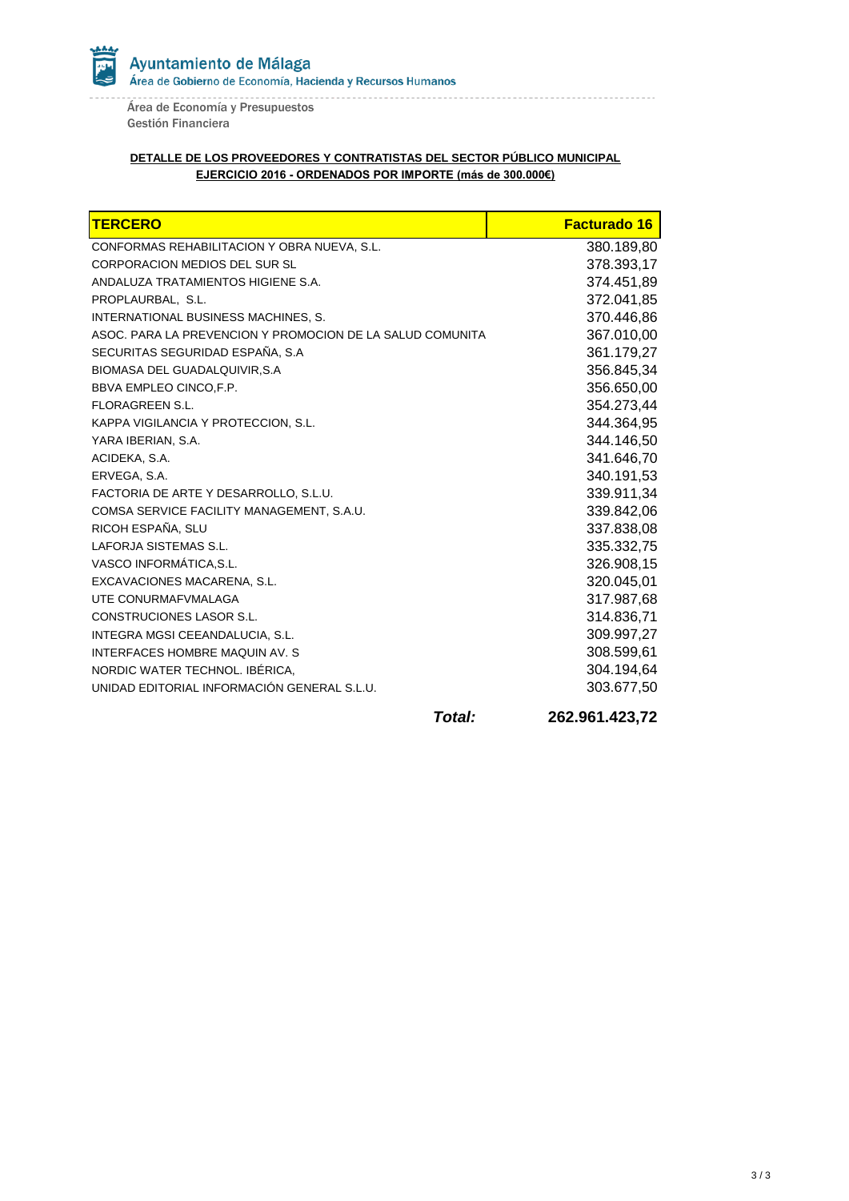Ayuntamiento de Málaga
Área de Gobierno de Economía, Hacienda y Recursos Humanos

Área de Economía y Presupuestos
Gestión Financiera

**DETALLE DE LOS PROVEEDORES Y CONTRATISTAS DEL SECTOR PÚBLICO MUNICIPAL**
**EJERCICIO 2016 - ORDENADOS POR IMPORTE (más de 300.000€)**

| TERCERO | Facturado 16 |
|---|---|
| CONFORMAS REHABILITACION Y OBRA NUEVA, S.L. | 380.189,80 |
| CORPORACION MEDIOS DEL SUR SL | 378.393,17 |
| ANDALUZA TRATAMIENTOS HIGIENE S.A. | 374.451,89 |
| PROPLAURBAL, S.L. | 372.041,85 |
| INTERNATIONAL BUSINESS MACHINES, S. | 370.446,86 |
| ASOC. PARA LA PREVENCION Y PROMOCION DE LA SALUD COMUNITA | 367.010,00 |
| SECURITAS SEGURIDAD ESPAÑA, S.A | 361.179,27 |
| BIOMASA DEL GUADALQUIVIR,S.A | 356.845,34 |
| BBVA EMPLEO CINCO,F.P. | 356.650,00 |
| FLORAGREEN S.L. | 354.273,44 |
| KAPPA VIGILANCIA Y PROTECCION, S.L. | 344.364,95 |
| YARA IBERIAN, S.A. | 344.146,50 |
| ACIDEKA, S.A. | 341.646,70 |
| ERVEGA, S.A. | 340.191,53 |
| FACTORIA DE ARTE Y DESARROLLO, S.L.U. | 339.911,34 |
| COMSA SERVICE FACILITY MANAGEMENT, S.A.U. | 339.842,06 |
| RICOH ESPAÑA, SLU | 337.838,08 |
| LAFORJA SISTEMAS S.L. | 335.332,75 |
| VASCO INFORMÁTICA,S.L. | 326.908,15 |
| EXCAVACIONES MACARENA, S.L. | 320.045,01 |
| UTE CONURMAFVMALAGA | 317.987,68 |
| CONSTRUCIONES LASOR S.L. | 314.836,71 |
| INTEGRA MGSI CEEANDALUCIA, S.L. | 309.997,27 |
| INTERFACES HOMBRE MAQUIN AV. S | 308.599,61 |
| NORDIC WATER TECHNOL. IBÉRICA, | 304.194,64 |
| UNIDAD EDITORIAL INFORMACIÓN GENERAL S.L.U. | 303.677,50 |
| ***Total:*** | **262.961.423,72** |